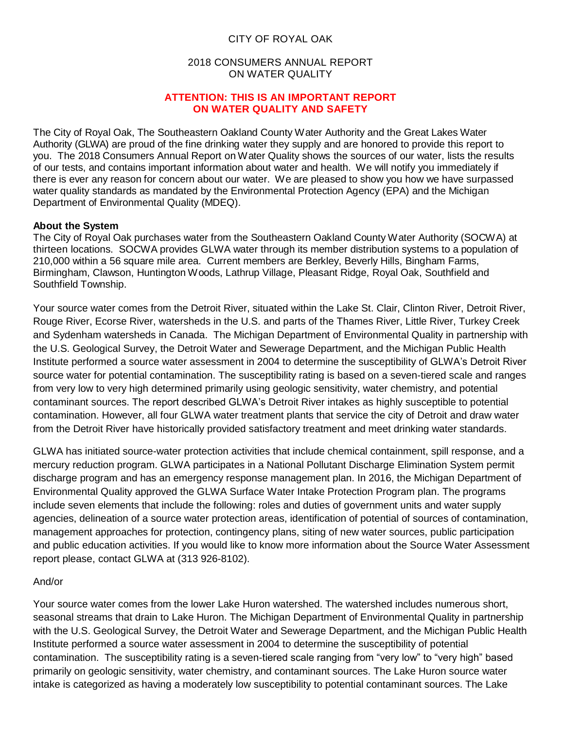# CITY OF ROYAL OAK

## 2018 CONSUMERS ANNUAL REPORT ON WATER QUALITY

**ATTENTION: THIS IS AN IMPORTANT REPORT ON WATER QUALITY AND SAFETY**

The City of Royal Oak, The Southeastern Oakland County Water Authority and the Great Lakes Water Authority (GLWA) are proud of the fine drinking water they supply and are honored to provide this report to you. The 2018 Consumers Annual Report on Water Quality shows the sources of our water, lists the results of our tests, and contains important information about water and health. We will notify you immediately if there is ever any reason for concern about our water. We are pleased to show you how we have surpassed water quality standards as mandated by the Environmental Protection Agency (EPA) and the Michigan Department of Environmental Quality (MDEQ).

**About the System**

The City of Royal Oak purchases water from the Southeastern Oakland County Water Authority (SOCWA) at thirteen locations. SOCWA provides GLWA water through its member distribution systems to a population of 210,000 within a 56 square mile area. Current members are Berkley, Beverly Hills, Bingham Farms, Birmingham, Clawson, Huntington Woods, Lathrup Village, Pleasant Ridge, Royal Oak, Southfield and Southfield Township.

Your source water comes from the Detroit River, situated within the Lake St. Clair, Clinton River, Detroit River, Rouge River, Ecorse River, watersheds in the U.S. and parts of the Thames River, Little River, Turkey Creek and Sydenham watersheds in Canada. The Michigan Department of Environmental Quality in partnership with the U.S. Geological Survey, the Detroit Water and Sewerage Department, and the Michigan Public Health Institute performed a source water assessment in 2004 to determine the susceptibility of GLWA's Detroit River source water for potential contamination. The susceptibility rating is based on a seven-tiered scale and ranges from very low to very high determined primarily using geologic sensitivity, water chemistry, and potential contaminant sources. The report described GLWA's Detroit River intakes as highly susceptible to potential contamination. However, all four GLWA water treatment plants that service the city of Detroit and draw water from the Detroit River have historically provided satisfactory treatment and meet drinking water standards.

GLWA has initiated source-water protection activities that include chemical containment, spill response, and a mercury reduction program. GLWA participates in a National Pollutant Discharge Elimination System permit discharge program and has an emergency response management plan. In 2016, the Michigan Department of Environmental Quality approved the GLWA Surface Water Intake Protection Program plan. The programs include seven elements that include the following: roles and duties of government units and water supply agencies, delineation of a source water protection areas, identification of potential of sources of contamination, management approaches for protection, contingency plans, siting of new water sources, public participation and public education activities. If you would like to know more information about the Source Water Assessment report please, contact GLWA at (313 926-8102).

And/or

Your source water comes from the lower Lake Huron watershed. The watershed includes numerous short, seasonal streams that drain to Lake Huron. The Michigan Department of Environmental Quality in partnership with the U.S. Geological Survey, the Detroit Water and Sewerage Department, and the Michigan Public Health Institute performed a source water assessment in 2004 to determine the susceptibility of potential contamination. The susceptibility rating is a seven-tiered scale ranging from "very low" to "very high" based primarily on geologic sensitivity, water chemistry, and contaminant sources. The Lake Huron source water intake is categorized as having a moderately low susceptibility to potential contaminant sources. The Lake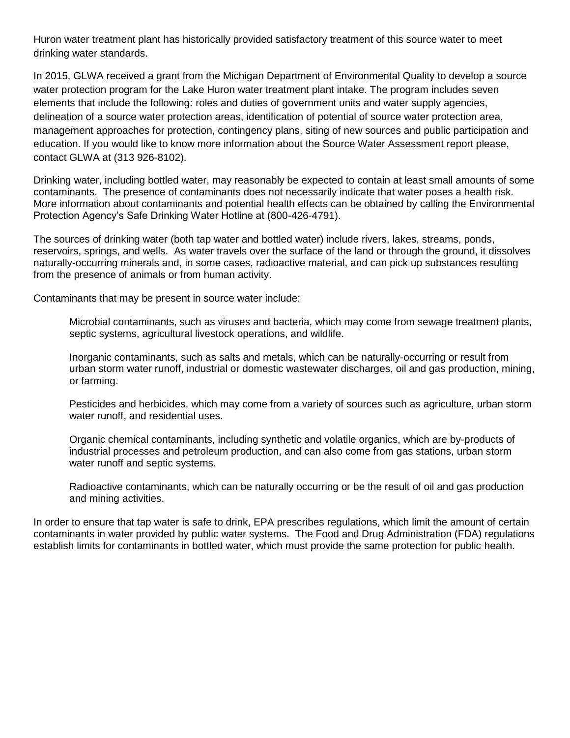Huron water treatment plant has historically provided satisfactory treatment of this source water to meet drinking water standards.

In 2015, GLWA received a grant from the Michigan Department of Environmental Quality to develop a source water protection program for the Lake Huron water treatment plant intake. The program includes seven elements that include the following: roles and duties of government units and water supply agencies, delineation of a source water protection areas, identification of potential of source water protection area, management approaches for protection, contingency plans, siting of new sources and public participation and education. If you would like to know more information about the Source Water Assessment report please, contact GLWA at (313 926-8102).

Drinking water, including bottled water, may reasonably be expected to contain at least small amounts of some contaminants. The presence of contaminants does not necessarily indicate that water poses a health risk. More information about contaminants and potential health effects can be obtained by calling the Environmental Protection Agency's Safe Drinking Water Hotline at (800-426-4791).

The sources of drinking water (both tap water and bottled water) include rivers, lakes, streams, ponds, reservoirs, springs, and wells. As water travels over the surface of the land or through the ground, it dissolves naturally-occurring minerals and, in some cases, radioactive material, and can pick up substances resulting from the presence of animals or from human activity.

Contaminants that may be present in source water include:

Microbial contaminants, such as viruses and bacteria, which may come from sewage treatment plants, septic systems, agricultural livestock operations, and wildlife.

Inorganic contaminants, such as salts and metals, which can be naturally-occurring or result from urban storm water runoff, industrial or domestic wastewater discharges, oil and gas production, mining, or farming.

Pesticides and herbicides, which may come from a variety of sources such as agriculture, urban storm water runoff, and residential uses.

Organic chemical contaminants, including synthetic and volatile organics, which are by-products of industrial processes and petroleum production, and can also come from gas stations, urban storm water runoff and septic systems.

Radioactive contaminants, which can be naturally occurring or be the result of oil and gas production and mining activities.

In order to ensure that tap water is safe to drink, EPA prescribes regulations, which limit the amount of certain contaminants in water provided by public water systems. The Food and Drug Administration (FDA) regulations establish limits for contaminants in bottled water, which must provide the same protection for public health.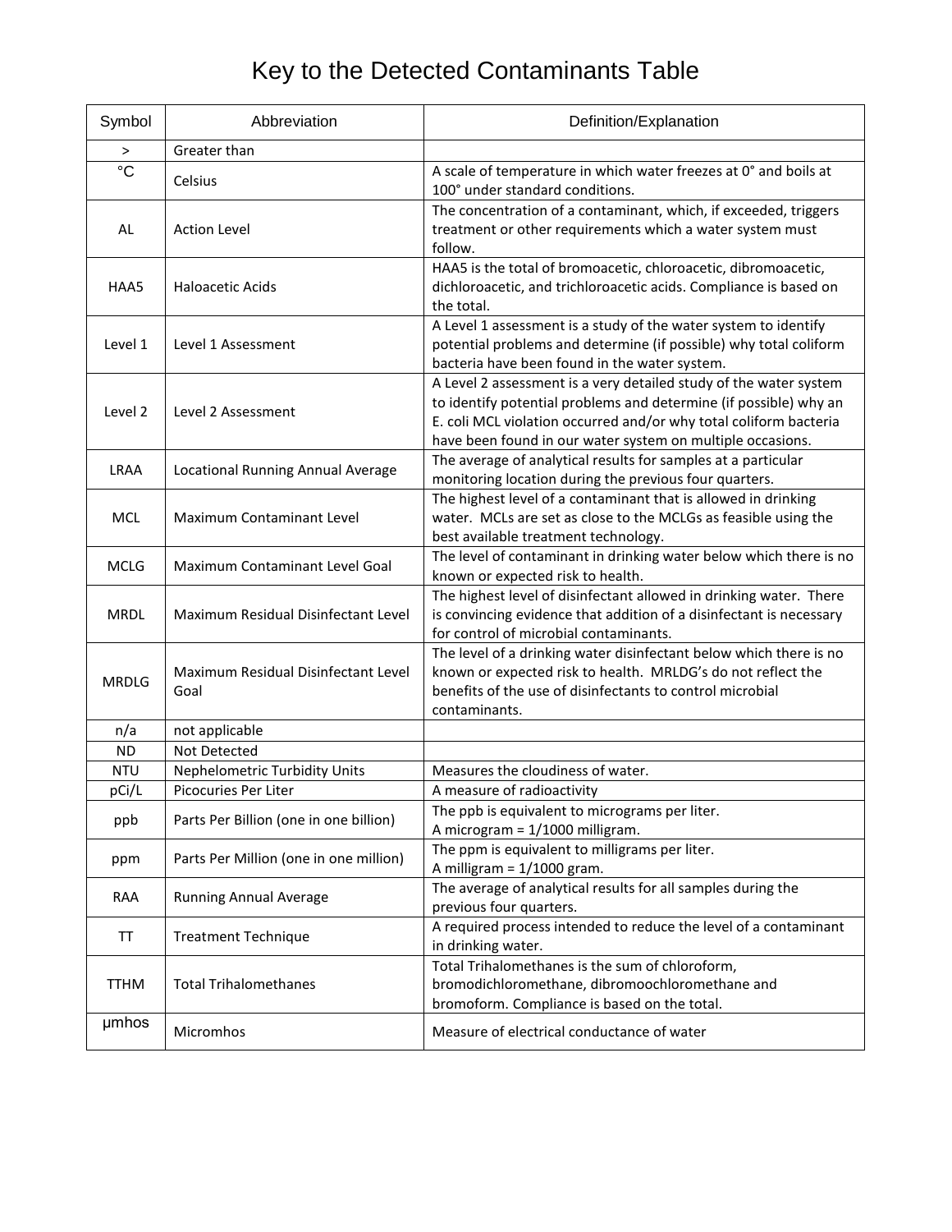# Key to the Detected Contaminants Table

| Symbol | Abbreviation | Definition/Explanation |
|---|---|---|
| > | Greater than | |
| °C | Celsius | A scale of temperature in which water freezes at 0° and boils at 100° under standard conditions. |
| AL | Action Level | The concentration of a contaminant, which, if exceeded, triggers treatment or other requirements which a water system must follow. |
| HAA5 | Haloacetic Acids | HAA5 is the total of bromoacetic, chloroacetic, dibromoacetic, dichloroacetic, and trichloroacetic acids. Compliance is based on the total. |
| Level 1 | Level 1 Assessment | A Level 1 assessment is a study of the water system to identify potential problems and determine (if possible) why total coliform bacteria have been found in the water system. |
| Level 2 | Level 2 Assessment | A Level 2 assessment is a very detailed study of the water system to identify potential problems and determine (if possible) why an E. coli MCL violation occurred and/or why total coliform bacteria have been found in our water system on multiple occasions. |
| LRAA | Locational Running Annual Average | The average of analytical results for samples at a particular monitoring location during the previous four quarters. |
| MCL | Maximum Contaminant Level | The highest level of a contaminant that is allowed in drinking water. MCLs are set as close to the MCLGs as feasible using the best available treatment technology. |
| MCLG | Maximum Contaminant Level Goal | The level of contaminant in drinking water below which there is no known or expected risk to health. |
| MRDL | Maximum Residual Disinfectant Level | The highest level of disinfectant allowed in drinking water. There is convincing evidence that addition of a disinfectant is necessary for control of microbial contaminants. |
| MRDLG | Maximum Residual Disinfectant Level Goal | The level of a drinking water disinfectant below which there is no known or expected risk to health. MRLDG's do not reflect the benefits of the use of disinfectants to control microbial contaminants. |
| n/a | not applicable | |
| ND | Not Detected | |
| NTU | Nephelometric Turbidity Units | Measures the cloudiness of water. |
| pCi/L | Picocuries Per Liter | A measure of radioactivity |
| ppb | Parts Per Billion (one in one billion) | The ppb is equivalent to micrograms per liter. A microgram = 1/1000 milligram. |
| ppm | Parts Per Million (one in one million) | The ppm is equivalent to milligrams per liter. A milligram = 1/1000 gram. |
| RAA | Running Annual Average | The average of analytical results for all samples during the previous four quarters. |
| TT | Treatment Technique | A required process intended to reduce the level of a contaminant in drinking water. |
| TTHM | Total Trihalomethanes | Total Trihalomethanes is the sum of chloroform, bromodichloromethane, dibromoochloromethane and bromoform. Compliance is based on the total. |
| µmhos | Micromhos | Measure of electrical conductance of water |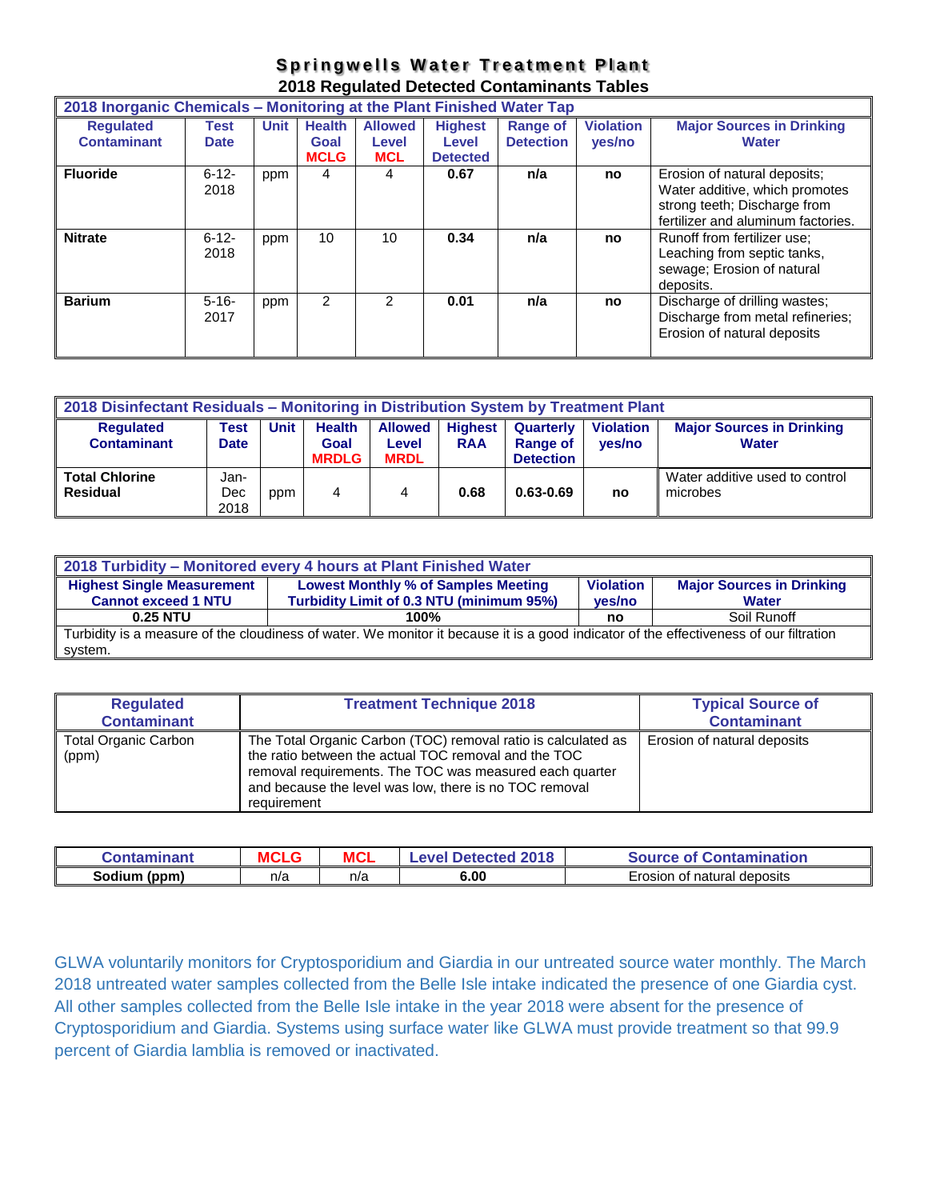# Springwells Water Treatment Plant

## 2018 Regulated Detected Contaminants Tables

| 2018 Inorganic Chemicals – Monitoring at the Plant Finished Water Tap | | | | | | | | |
|---|---|---|---|---|---|---|---|---|
| **Regulated Contaminant** | **Test Date** | **Unit** | **Health Goal MCLG** | **Allowed Level MCL** | **Highest Level Detected** | **Range of Detection** | **Violation yes/no** | **Major Sources in Drinking Water** |
| **Fluoride** | 6-12-2018 | ppm | 4 | 4 | **0.67** | **n/a** | **no** | Erosion of natural deposits; Water additive, which promotes strong teeth; Discharge from fertilizer and aluminum factories. |
| **Nitrate** | 6-12-2018 | ppm | 10 | 10 | **0.34** | **n/a** | **no** | Runoff from fertilizer use; Leaching from septic tanks, sewage; Erosion of natural deposits. |
| **Barium** | 5-16-2017 | ppm | 2 | 2 | **0.01** | **n/a** | **no** | Discharge of drilling wastes; Discharge from metal refineries; Erosion of natural deposits |

| 2018 Disinfectant Residuals – Monitoring in Distribution System by Treatment Plant | | | | | | | | |
|---|---|---|---|---|---|---|---|---|
| **Regulated Contaminant** | **Test Date** | **Unit** | **Health Goal MRDLG** | **Allowed Level MRDL** | **Highest RAA** | **Quarterly Range of Detection** | **Violation yes/no** | **Major Sources in Drinking Water** |
| **Total Chlorine Residual** | Jan-Dec 2018 | ppm | 4 | 4 | **0.68** | **0.63-0.69** | **no** | Water additive used to control microbes |

| 2018 Turbidity – Monitored every 4 hours at Plant Finished Water | | | |
|---|---|---|---|
| **Highest Single Measurement Cannot exceed 1 NTU** | **Lowest Monthly % of Samples Meeting Turbidity Limit of 0.3 NTU (minimum 95%)** | **Violation yes/no** | **Major Sources in Drinking Water** |
| **0.25 NTU** | **100%** | **no** | Soil Runoff |
| Turbidity is a measure of the cloudiness of water. We monitor it because it is a good indicator of the effectiveness of our filtration system. | | | |

| Regulated Contaminant | Treatment Technique 2018 | Typical Source of Contaminant |
|---|---|---|
| Total Organic Carbon (ppm) | The Total Organic Carbon (TOC) removal ratio is calculated as the ratio between the actual TOC removal and the TOC removal requirements. The TOC was measured each quarter and because the level was low, there is no TOC removal requirement | Erosion of natural deposits |

| Contaminant | MCLG | MCL | Level Detected 2018 | Source of Contamination |
|---|---|---|---|---|
| **Sodium (ppm)** | n/a | n/a | **6.00** | Erosion of natural deposits |

GLWA voluntarily monitors for Cryptosporidium and Giardia in our untreated source water monthly. The March 2018 untreated water samples collected from the Belle Isle intake indicated the presence of one Giardia cyst. All other samples collected from the Belle Isle intake in the year 2018 were absent for the presence of Cryptosporidium and Giardia. Systems using surface water like GLWA must provide treatment so that 99.9 percent of Giardia lamblia is removed or inactivated.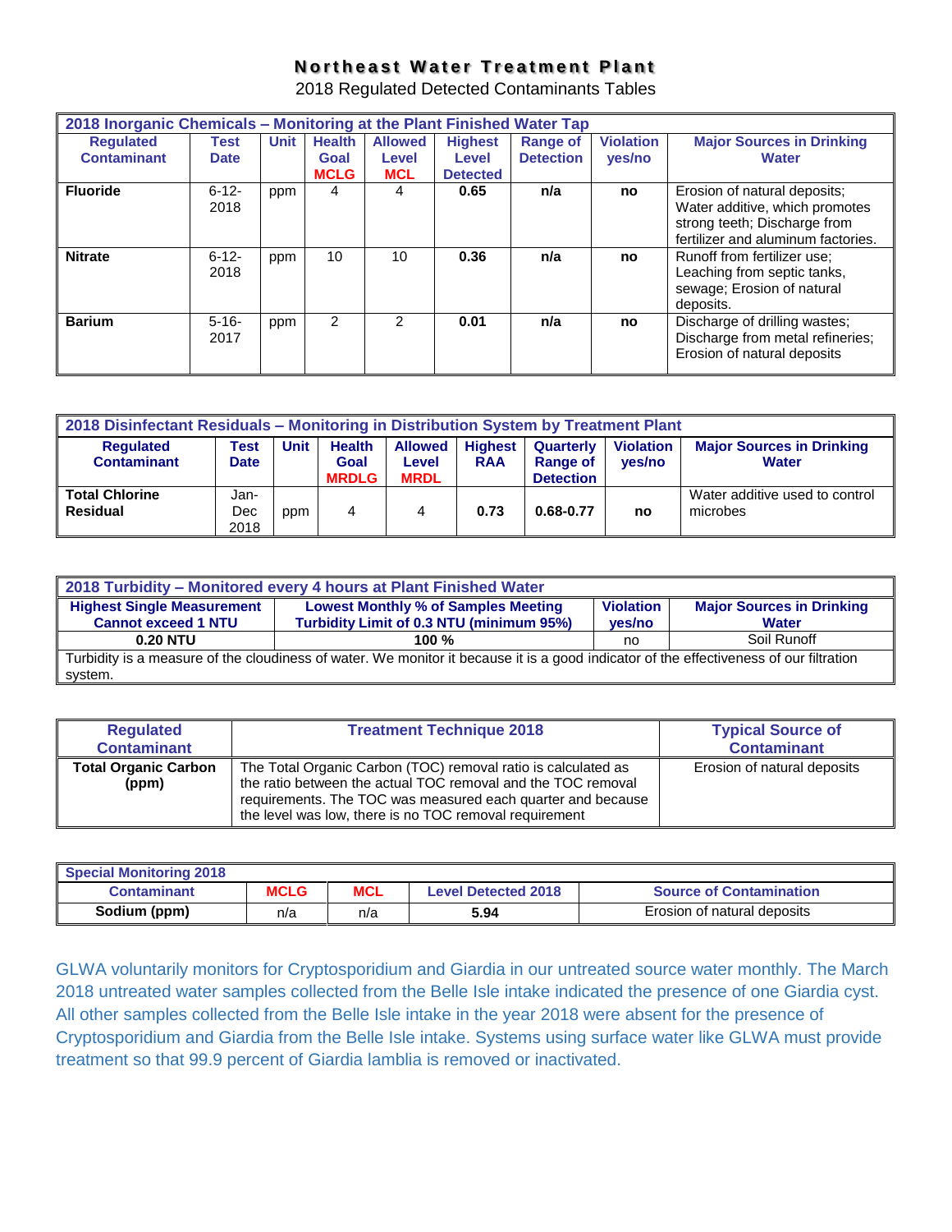# Northeast Water Treatment Plant

2018 Regulated Detected Contaminants Tables

| 2018 Inorganic Chemicals – Monitoring at the Plant Finished Water Tap | | | | | | | | |
|---|---|---|---|---|---|---|---|---|
| **Regulated Contaminant** | **Test Date** | **Unit** | **Health Goal MCLG** | **Allowed Level MCL** | **Highest Level Detected** | **Range of Detection** | **Violation yes/no** | **Major Sources in Drinking Water** |
| **Fluoride** | 6-12-2018 | ppm | 4 | 4 | **0.65** | **n/a** | **no** | Erosion of natural deposits; Water additive, which promotes strong teeth; Discharge from fertilizer and aluminum factories. |
| **Nitrate** | 6-12-2018 | ppm | 10 | 10 | **0.36** | **n/a** | **no** | Runoff from fertilizer use; Leaching from septic tanks, sewage; Erosion of natural deposits. |
| **Barium** | 5-16-2017 | ppm | 2 | 2 | **0.01** | **n/a** | **no** | Discharge of drilling wastes; Discharge from metal refineries; Erosion of natural deposits |

| 2018 Disinfectant Residuals – Monitoring in Distribution System by Treatment Plant | | | | | | | | |
|---|---|---|---|---|---|---|---|---|
| **Regulated Contaminant** | **Test Date** | **Unit** | **Health Goal MRDLG** | **Allowed Level MRDL** | **Highest RAA** | **Quarterly Range of Detection** | **Violation yes/no** | **Major Sources in Drinking Water** |
| **Total Chlorine Residual** | Jan-Dec 2018 | ppm | 4 | 4 | **0.73** | **0.68-0.77** | **no** | Water additive used to control microbes |

| 2018 Turbidity – Monitored every 4 hours at Plant Finished Water | | | |
|---|---|---|---|
| **Highest Single Measurement Cannot exceed 1 NTU** | **Lowest Monthly % of Samples Meeting Turbidity Limit of 0.3 NTU (minimum 95%)** | **Violation yes/no** | **Major Sources in Drinking Water** |
| **0.20 NTU** | **100 %** | no | Soil Runoff |
| Turbidity is a measure of the cloudiness of water. We monitor it because it is a good indicator of the effectiveness of our filtration system. | | | |

| Regulated Contaminant | Treatment Technique 2018 | Typical Source of Contaminant |
|---|---|---|
| **Total Organic Carbon (ppm)** | The Total Organic Carbon (TOC) removal ratio is calculated as the ratio between the actual TOC removal and the TOC removal requirements. The TOC was measured each quarter and because the level was low, there is no TOC removal requirement | Erosion of natural deposits |

| Special Monitoring 2018 | | | | |
|---|---|---|---|---|
| **Contaminant** | **MCLG** | **MCL** | **Level Detected 2018** | **Source of Contamination** |
| **Sodium (ppm)** | n/a | n/a | **5.94** | Erosion of natural deposits |

GLWA voluntarily monitors for Cryptosporidium and Giardia in our untreated source water monthly. The March 2018 untreated water samples collected from the Belle Isle intake indicated the presence of one Giardia cyst. All other samples collected from the Belle Isle intake in the year 2018 were absent for the presence of Cryptosporidium and Giardia from the Belle Isle intake. Systems using surface water like GLWA must provide treatment so that 99.9 percent of Giardia lamblia is removed or inactivated.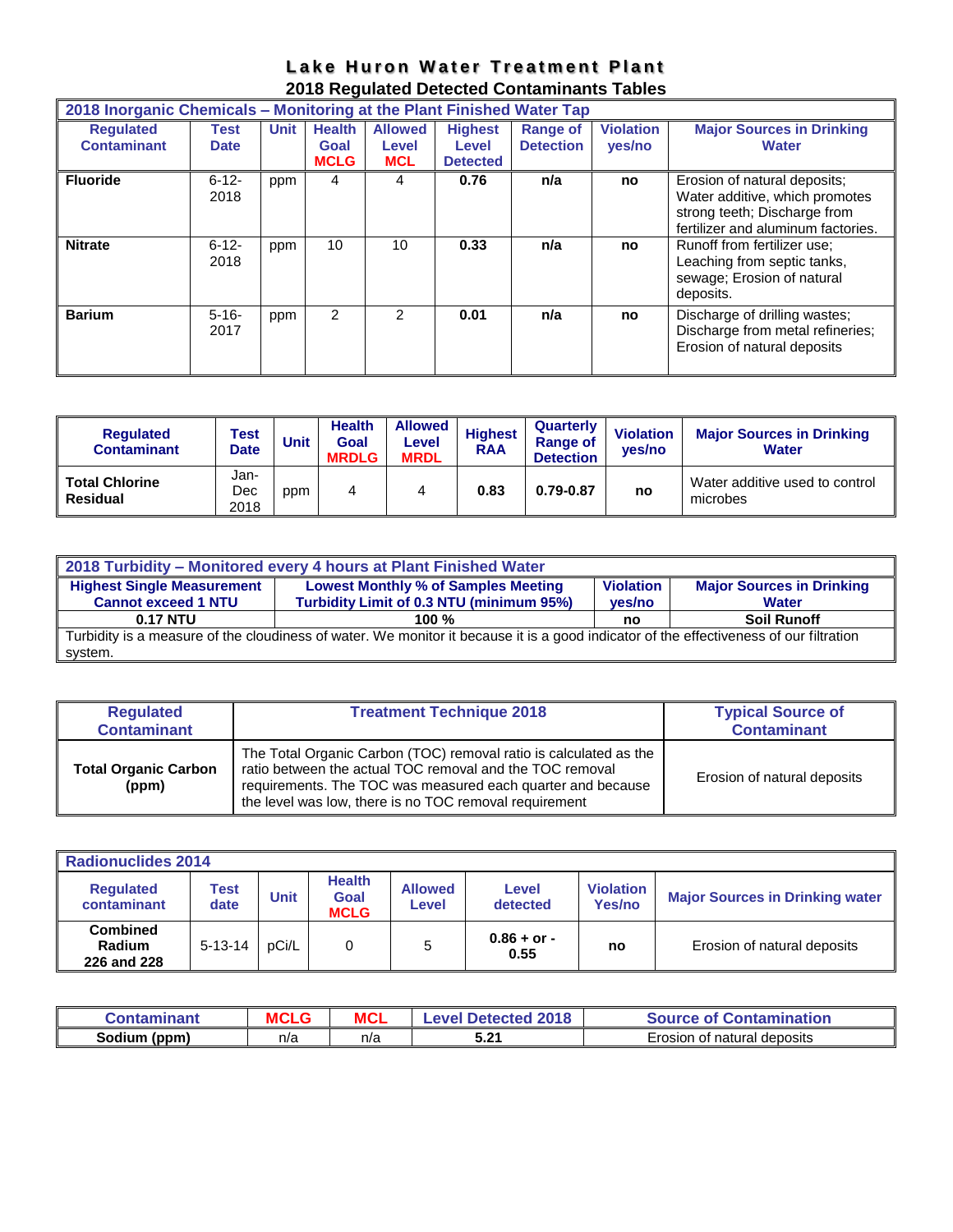# Lake Huron Water Treatment Plant

## 2018 Regulated Detected Contaminants Tables

| 2018 Inorganic Chemicals – Monitoring at the Plant Finished Water Tap | | | | | | | | |
|---|---|---|---|---|---|---|---|---|
| Regulated Contaminant | Test Date | Unit | Health Goal MCLG | Allowed Level MCL | Highest Level Detected | Range of Detection | Violation yes/no | Major Sources in Drinking Water |
| **Fluoride** | 6-12-2018 | ppm | 4 | 4 | **0.76** | **n/a** | **no** | Erosion of natural deposits; Water additive, which promotes strong teeth; Discharge from fertilizer and aluminum factories. |
| **Nitrate** | 6-12-2018 | ppm | 10 | 10 | **0.33** | **n/a** | **no** | Runoff from fertilizer use; Leaching from septic tanks, sewage; Erosion of natural deposits. |
| **Barium** | 5-16-2017 | ppm | 2 | 2 | **0.01** | **n/a** | **no** | Discharge of drilling wastes; Discharge from metal refineries; Erosion of natural deposits |

| Regulated Contaminant | Test Date | Unit | Health Goal MRDLG | Allowed Level MRDL | Highest RAA | Quarterly Range of Detection | Violation yes/no | Major Sources in Drinking Water |
|---|---|---|---|---|---|---|---|---|
| **Total Chlorine Residual** | Jan-Dec 2018 | ppm | 4 | 4 | **0.83** | **0.79-0.87** | **no** | Water additive used to control microbes |

| 2018 Turbidity – Monitored every 4 hours at Plant Finished Water | | | |
|---|---|---|---|
| Highest Single Measurement Cannot exceed 1 NTU | Lowest Monthly % of Samples Meeting Turbidity Limit of 0.3 NTU (minimum 95%) | Violation yes/no | Major Sources in Drinking Water |
| **0.17 NTU** | **100 %** | **no** | **Soil Runoff** |
| Turbidity is a measure of the cloudiness of water. We monitor it because it is a good indicator of the effectiveness of our filtration system. | | | |

| Regulated Contaminant | Treatment Technique 2018 | Typical Source of Contaminant |
|---|---|---|
| **Total Organic Carbon (ppm)** | The Total Organic Carbon (TOC) removal ratio is calculated as the ratio between the actual TOC removal and the TOC removal requirements. The TOC was measured each quarter and because the level was low, there is no TOC removal requirement | Erosion of natural deposits |

| Radionuclides 2014 | | | | | | | |
|---|---|---|---|---|---|---|---|
| Regulated contaminant | Test date | Unit | Health Goal MCLG | Allowed Level | Level detected | Violation Yes/no | Major Sources in Drinking water |
| **Combined Radium 226 and 228** | 5-13-14 | pCi/L | 0 | 5 | **0.86 + or - 0.55** | **no** | Erosion of natural deposits |

| Contaminant | MCLG | MCL | Level Detected 2018 | Source of Contamination |
|---|---|---|---|---|
| **Sodium (ppm)** | n/a | n/a | **5.21** | Erosion of natural deposits |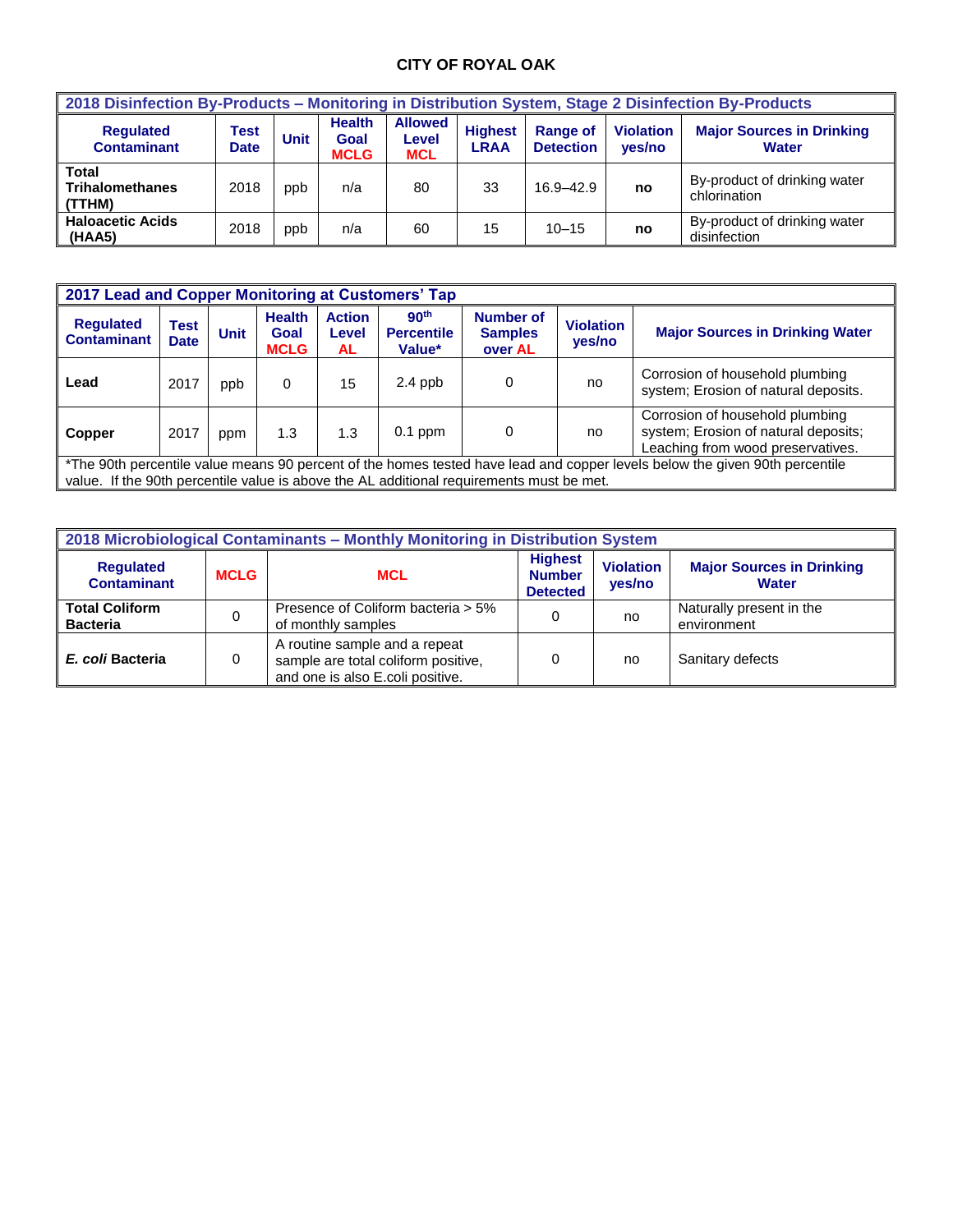## CITY OF ROYAL OAK

| 2018 Disinfection By-Products – Monitoring in Distribution System, Stage 2 Disinfection By-Products | | | | | | | | |
|---|---|---|---|---|---|---|---|---|
| **Regulated Contaminant** | **Test Date** | **Unit** | **Health Goal MCLG** | **Allowed Level MCL** | **Highest LRAA** | **Range of Detection** | **Violation yes/no** | **Major Sources in Drinking Water** |
| **Total Trihalomethanes (TTHM)** | 2018 | ppb | n/a | 80 | 33 | 16.9–42.9 | **no** | By-product of drinking water chlorination |
| **Haloacetic Acids (HAA5)** | 2018 | ppb | n/a | 60 | 15 | 10–15 | **no** | By-product of drinking water disinfection |

| 2017 Lead and Copper Monitoring at Customers' Tap | | | | | | | | |
|---|---|---|---|---|---|---|---|---|
| **Regulated Contaminant** | **Test Date** | **Unit** | **Health Goal MCLG** | **Action Level AL** | **90th Percentile Value*** | **Number of Samples over AL** | **Violation yes/no** | **Major Sources in Drinking Water** |
| **Lead** | 2017 | ppb | 0 | 15 | 2.4 ppb | 0 | no | Corrosion of household plumbing system; Erosion of natural deposits. |
| **Copper** | 2017 | ppm | 1.3 | 1.3 | 0.1 ppm | 0 | no | Corrosion of household plumbing system; Erosion of natural deposits; Leaching from wood preservatives. |

*The 90th percentile value means 90 percent of the homes tested have lead and copper levels below the given 90th percentile value. If the 90th percentile value is above the AL additional requirements must be met.

| 2018 Microbiological Contaminants – Monthly Monitoring in Distribution System | | | | | |
|---|---|---|---|---|---|
| **Regulated Contaminant** | **MCLG** | **MCL** | **Highest Number Detected** | **Violation yes/no** | **Major Sources in Drinking Water** |
| **Total Coliform Bacteria** | 0 | Presence of Coliform bacteria > 5% of monthly samples | 0 | no | Naturally present in the environment |
| ***E. coli* Bacteria** | 0 | A routine sample and a repeat sample are total coliform positive, and one is also E.coli positive. | 0 | no | Sanitary defects |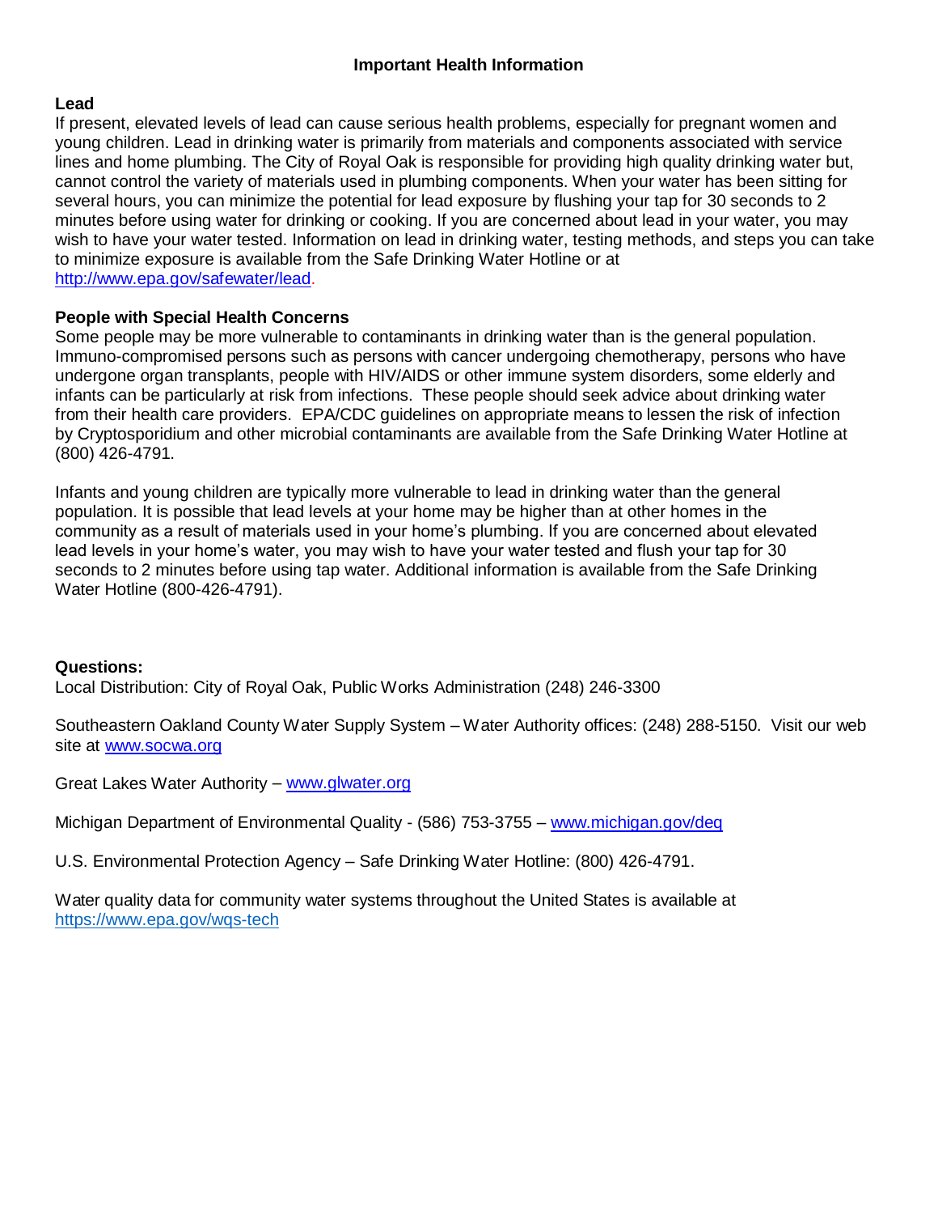## Important Health Information

### Lead

If present, elevated levels of lead can cause serious health problems, especially for pregnant women and young children. Lead in drinking water is primarily from materials and components associated with service lines and home plumbing. The City of Royal Oak is responsible for providing high quality drinking water but, cannot control the variety of materials used in plumbing components. When your water has been sitting for several hours, you can minimize the potential for lead exposure by flushing your tap for 30 seconds to 2 minutes before using water for drinking or cooking. If you are concerned about lead in your water, you may wish to have your water tested. Information on lead in drinking water, testing methods, and steps you can take to minimize exposure is available from the Safe Drinking Water Hotline or at http://www.epa.gov/safewater/lead.

### People with Special Health Concerns

Some people may be more vulnerable to contaminants in drinking water than is the general population. Immuno-compromised persons such as persons with cancer undergoing chemotherapy, persons who have undergone organ transplants, people with HIV/AIDS or other immune system disorders, some elderly and infants can be particularly at risk from infections. These people should seek advice about drinking water from their health care providers. EPA/CDC guidelines on appropriate means to lessen the risk of infection by Cryptosporidium and other microbial contaminants are available from the Safe Drinking Water Hotline at (800) 426-4791.

Infants and young children are typically more vulnerable to lead in drinking water than the general population. It is possible that lead levels at your home may be higher than at other homes in the community as a result of materials used in your home's plumbing. If you are concerned about elevated lead levels in your home's water, you may wish to have your water tested and flush your tap for 30 seconds to 2 minutes before using tap water. Additional information is available from the Safe Drinking Water Hotline (800-426-4791).

### Questions:

Local Distribution: City of Royal Oak, Public Works Administration (248) 246-3300

Southeastern Oakland County Water Supply System – Water Authority offices: (248) 288-5150. Visit our web site at www.socwa.org

Great Lakes Water Authority – www.glwater.org

Michigan Department of Environmental Quality - (586) 753-3755 – www.michigan.gov/deq

U.S. Environmental Protection Agency – Safe Drinking Water Hotline: (800) 426-4791.

Water quality data for community water systems throughout the United States is available at https://www.epa.gov/wqs-tech